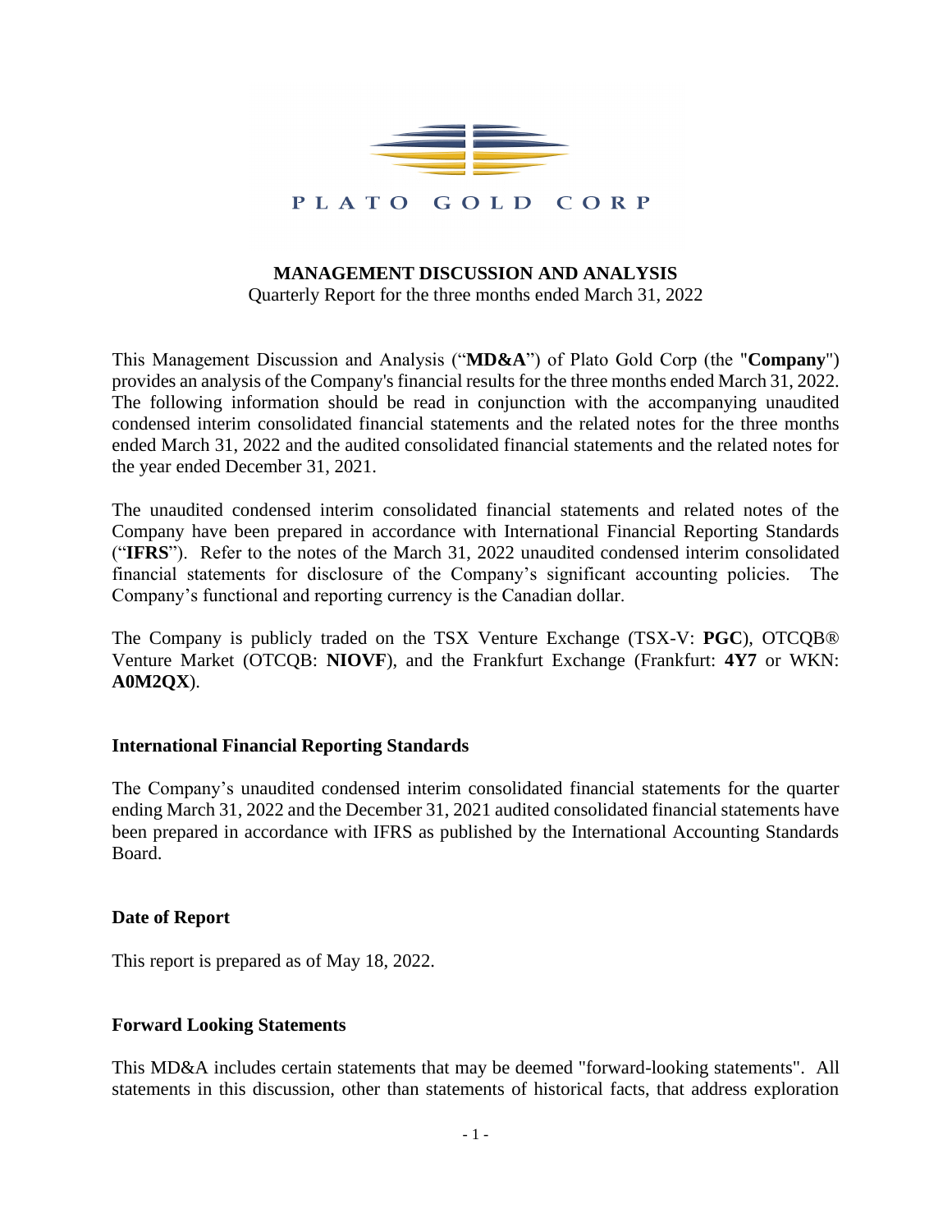PLATO GOLD CORP

# MANAGEMENT DISCUSSION AND ANALYSIS

Quarterly Report for the three months ended March 31, 2022

This Management Discussion and Analysis ("**MD&A**") of Plato Gold Corp (the "**Company**") provides an analysis of the Company's financial results for the three months ended March 31, 2022. The following information should be read in conjunction with the accompanying unaudited condensed interim consolidated financial statements and the related notes for the three months ended March 31, 2022 and the audited consolidated financial statements and the related notes for the year ended December 31, 2021.

The unaudited condensed interim consolidated financial statements and related notes of the Company have been prepared in accordance with International Financial Reporting Standards ("**IFRS**"). Refer to the notes of the March 31, 2022 unaudited condensed interim consolidated financial statements for disclosure of the Company's significant accounting policies. The Company's functional and reporting currency is the Canadian dollar.

The Company is publicly traded on the TSX Venture Exchange (TSX-V: **PGC**), OTCQB® Venture Market (OTCQB: **NIOVF**), and the Frankfurt Exchange (Frankfurt: **4Y7** or WKN: **A0M2QX**).

## International Financial Reporting Standards

The Company's unaudited condensed interim consolidated financial statements for the quarter ending March 31, 2022 and the December 31, 2021 audited consolidated financial statements have been prepared in accordance with IFRS as published by the International Accounting Standards Board.

## Date of Report

This report is prepared as of May 18, 2022.

## Forward Looking Statements

This MD&A includes certain statements that may be deemed "forward-looking statements". All statements in this discussion, other than statements of historical facts, that address exploration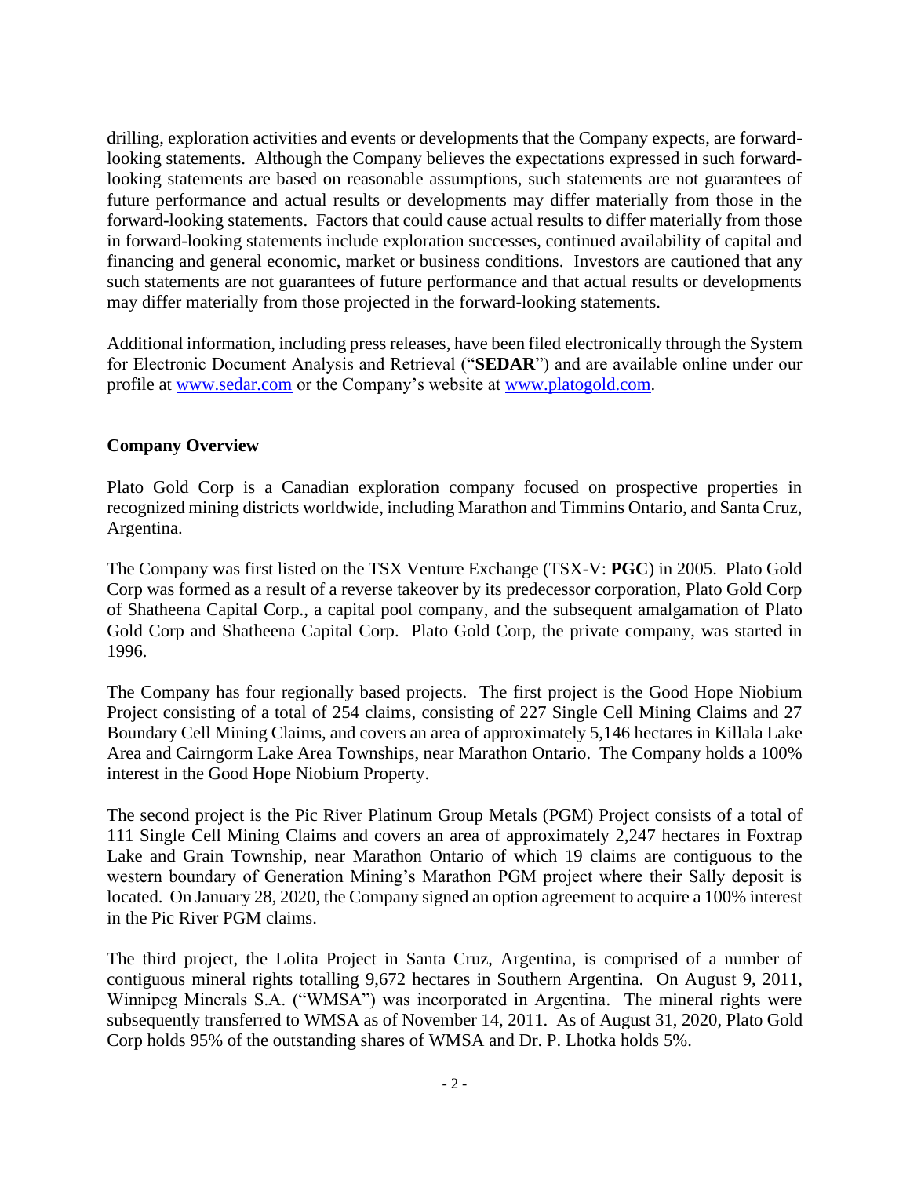drilling, exploration activities and events or developments that the Company expects, are forward-looking statements. Although the Company believes the expectations expressed in such forward-looking statements are based on reasonable assumptions, such statements are not guarantees of future performance and actual results or developments may differ materially from those in the forward-looking statements. Factors that could cause actual results to differ materially from those in forward-looking statements include exploration successes, continued availability of capital and financing and general economic, market or business conditions. Investors are cautioned that any such statements are not guarantees of future performance and that actual results or developments may differ materially from those projected in the forward-looking statements.

Additional information, including press releases, have been filed electronically through the System for Electronic Document Analysis and Retrieval ("**SEDAR**") and are available online under our profile at www.sedar.com or the Company's website at www.platogold.com.

**Company Overview**

Plato Gold Corp is a Canadian exploration company focused on prospective properties in recognized mining districts worldwide, including Marathon and Timmins Ontario, and Santa Cruz, Argentina.

The Company was first listed on the TSX Venture Exchange (TSX-V: **PGC**) in 2005. Plato Gold Corp was formed as a result of a reverse takeover by its predecessor corporation, Plato Gold Corp of Shatheena Capital Corp., a capital pool company, and the subsequent amalgamation of Plato Gold Corp and Shatheena Capital Corp. Plato Gold Corp, the private company, was started in 1996.

The Company has four regionally based projects. The first project is the Good Hope Niobium Project consisting of a total of 254 claims, consisting of 227 Single Cell Mining Claims and 27 Boundary Cell Mining Claims, and covers an area of approximately 5,146 hectares in Killala Lake Area and Cairngorm Lake Area Townships, near Marathon Ontario. The Company holds a 100% interest in the Good Hope Niobium Property.

The second project is the Pic River Platinum Group Metals (PGM) Project consists of a total of 111 Single Cell Mining Claims and covers an area of approximately 2,247 hectares in Foxtrap Lake and Grain Township, near Marathon Ontario of which 19 claims are contiguous to the western boundary of Generation Mining's Marathon PGM project where their Sally deposit is located. On January 28, 2020, the Company signed an option agreement to acquire a 100% interest in the Pic River PGM claims.

The third project, the Lolita Project in Santa Cruz, Argentina, is comprised of a number of contiguous mineral rights totalling 9,672 hectares in Southern Argentina. On August 9, 2011, Winnipeg Minerals S.A. ("WMSA") was incorporated in Argentina. The mineral rights were subsequently transferred to WMSA as of November 14, 2011. As of August 31, 2020, Plato Gold Corp holds 95% of the outstanding shares of WMSA and Dr. P. Lhotka holds 5%.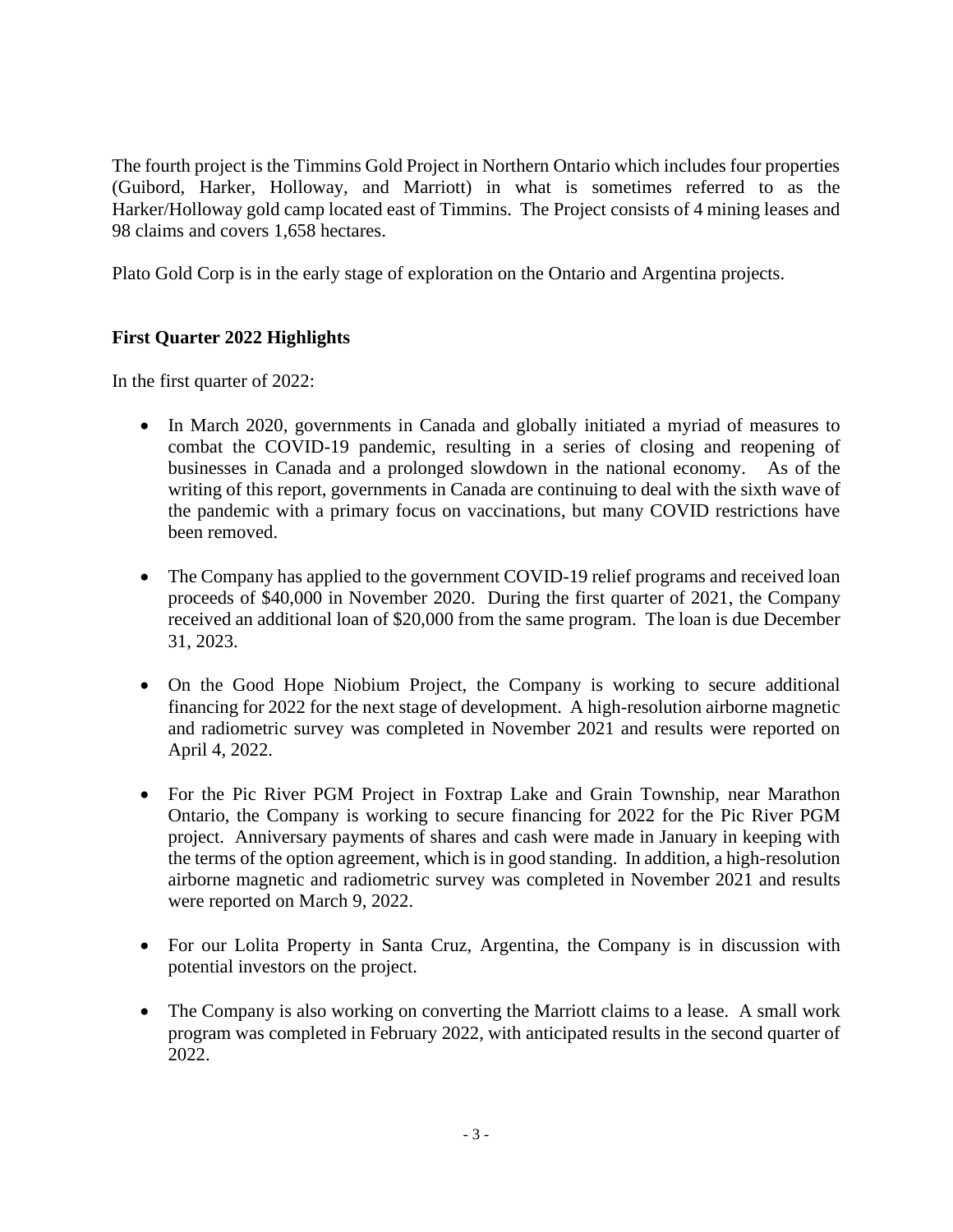The fourth project is the Timmins Gold Project in Northern Ontario which includes four properties (Guibord, Harker, Holloway, and Marriott) in what is sometimes referred to as the Harker/Holloway gold camp located east of Timmins. The Project consists of 4 mining leases and 98 claims and covers 1,658 hectares.

Plato Gold Corp is in the early stage of exploration on the Ontario and Argentina projects.

## First Quarter 2022 Highlights

In the first quarter of 2022:

- In March 2020, governments in Canada and globally initiated a myriad of measures to combat the COVID-19 pandemic, resulting in a series of closing and reopening of businesses in Canada and a prolonged slowdown in the national economy. As of the writing of this report, governments in Canada are continuing to deal with the sixth wave of the pandemic with a primary focus on vaccinations, but many COVID restrictions have been removed.

- The Company has applied to the government COVID-19 relief programs and received loan proceeds of $40,000 in November 2020. During the first quarter of 2021, the Company received an additional loan of $20,000 from the same program. The loan is due December 31, 2023.

- On the Good Hope Niobium Project, the Company is working to secure additional financing for 2022 for the next stage of development. A high-resolution airborne magnetic and radiometric survey was completed in November 2021 and results were reported on April 4, 2022.

- For the Pic River PGM Project in Foxtrap Lake and Grain Township, near Marathon Ontario, the Company is working to secure financing for 2022 for the Pic River PGM project. Anniversary payments of shares and cash were made in January in keeping with the terms of the option agreement, which is in good standing. In addition, a high-resolution airborne magnetic and radiometric survey was completed in November 2021 and results were reported on March 9, 2022.

- For our Lolita Property in Santa Cruz, Argentina, the Company is in discussion with potential investors on the project.

- The Company is also working on converting the Marriott claims to a lease. A small work program was completed in February 2022, with anticipated results in the second quarter of 2022.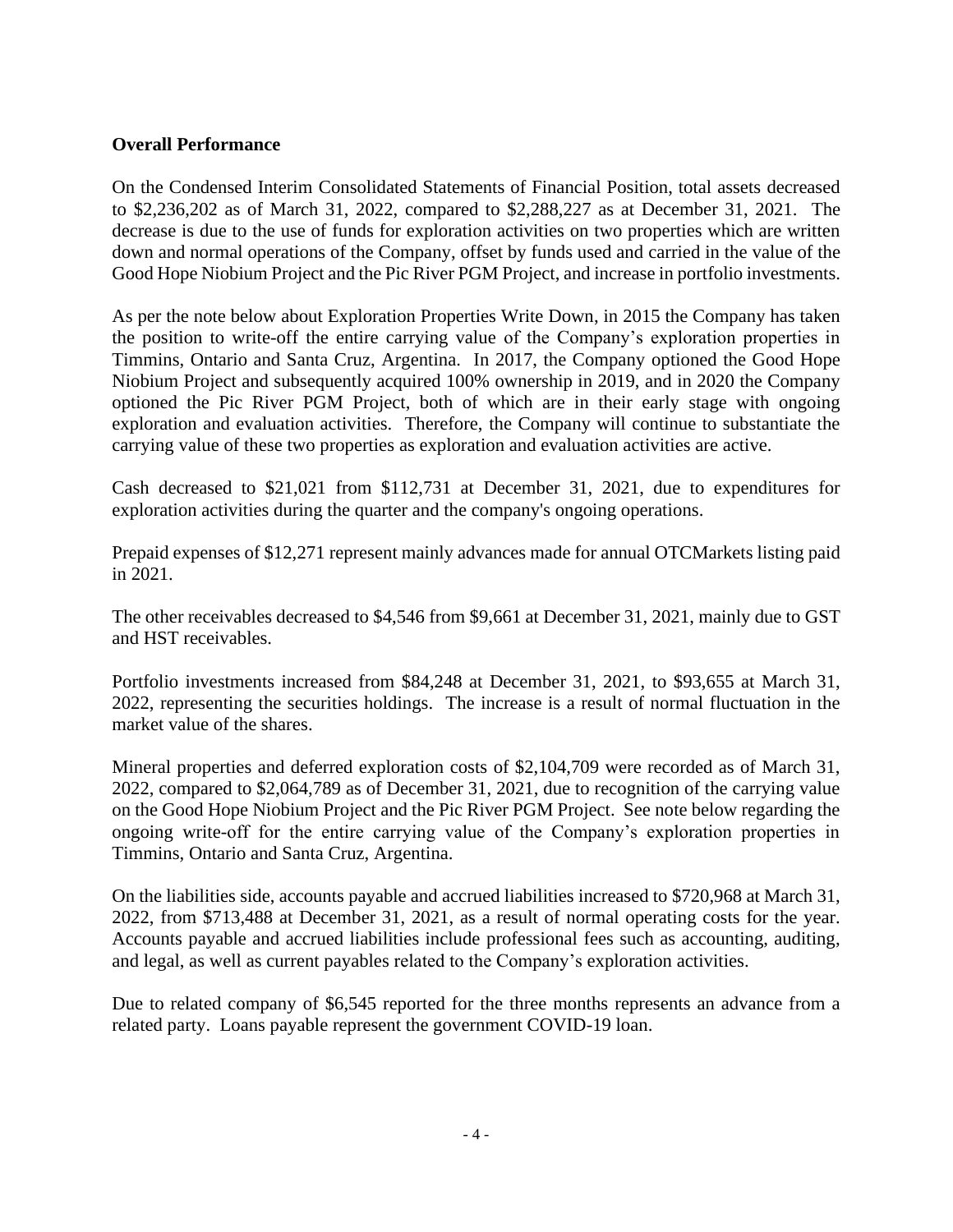**Overall Performance**

On the Condensed Interim Consolidated Statements of Financial Position, total assets decreased to $2,236,202 as of March 31, 2022, compared to $2,288,227 as at December 31, 2021. The decrease is due to the use of funds for exploration activities on two properties which are written down and normal operations of the Company, offset by funds used and carried in the value of the Good Hope Niobium Project and the Pic River PGM Project, and increase in portfolio investments.

As per the note below about Exploration Properties Write Down, in 2015 the Company has taken the position to write-off the entire carrying value of the Company's exploration properties in Timmins, Ontario and Santa Cruz, Argentina. In 2017, the Company optioned the Good Hope Niobium Project and subsequently acquired 100% ownership in 2019, and in 2020 the Company optioned the Pic River PGM Project, both of which are in their early stage with ongoing exploration and evaluation activities. Therefore, the Company will continue to substantiate the carrying value of these two properties as exploration and evaluation activities are active.

Cash decreased to $21,021 from $112,731 at December 31, 2021, due to expenditures for exploration activities during the quarter and the company's ongoing operations.

Prepaid expenses of $12,271 represent mainly advances made for annual OTCMarkets listing paid in 2021.

The other receivables decreased to $4,546 from $9,661 at December 31, 2021, mainly due to GST and HST receivables.

Portfolio investments increased from $84,248 at December 31, 2021, to $93,655 at March 31, 2022, representing the securities holdings. The increase is a result of normal fluctuation in the market value of the shares.

Mineral properties and deferred exploration costs of $2,104,709 were recorded as of March 31, 2022, compared to $2,064,789 as of December 31, 2021, due to recognition of the carrying value on the Good Hope Niobium Project and the Pic River PGM Project. See note below regarding the ongoing write-off for the entire carrying value of the Company's exploration properties in Timmins, Ontario and Santa Cruz, Argentina.

On the liabilities side, accounts payable and accrued liabilities increased to $720,968 at March 31, 2022, from $713,488 at December 31, 2021, as a result of normal operating costs for the year. Accounts payable and accrued liabilities include professional fees such as accounting, auditing, and legal, as well as current payables related to the Company's exploration activities.

Due to related company of $6,545 reported for the three months represents an advance from a related party. Loans payable represent the government COVID-19 loan.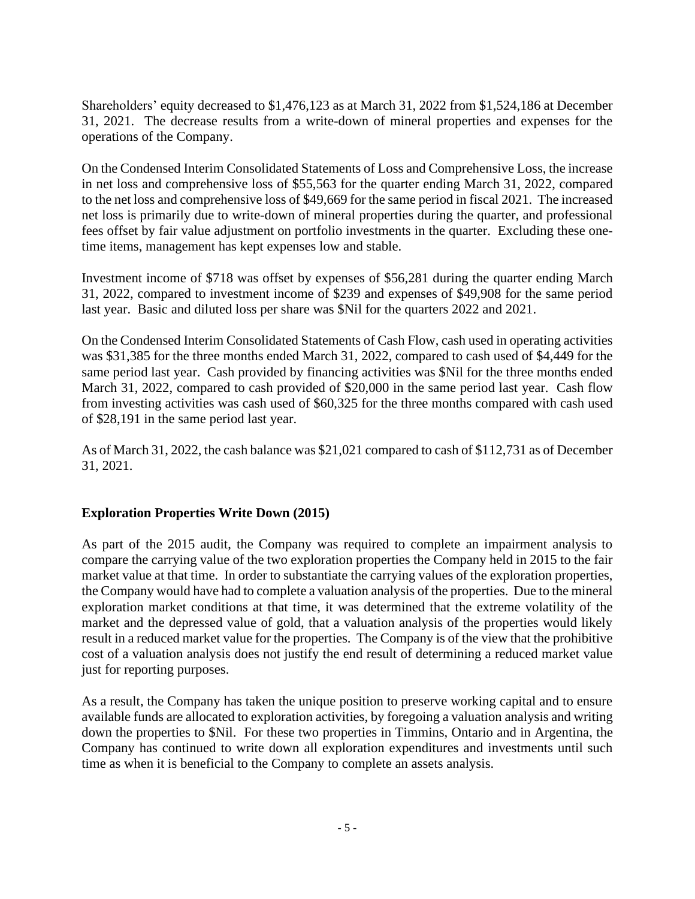Shareholders' equity decreased to $1,476,123 as at March 31, 2022 from $1,524,186 at December 31, 2021. The decrease results from a write-down of mineral properties and expenses for the operations of the Company.

On the Condensed Interim Consolidated Statements of Loss and Comprehensive Loss, the increase in net loss and comprehensive loss of $55,563 for the quarter ending March 31, 2022, compared to the net loss and comprehensive loss of $49,669 for the same period in fiscal 2021. The increased net loss is primarily due to write-down of mineral properties during the quarter, and professional fees offset by fair value adjustment on portfolio investments in the quarter. Excluding these one-time items, management has kept expenses low and stable.

Investment income of $718 was offset by expenses of $56,281 during the quarter ending March 31, 2022, compared to investment income of $239 and expenses of $49,908 for the same period last year. Basic and diluted loss per share was $Nil for the quarters 2022 and 2021.

On the Condensed Interim Consolidated Statements of Cash Flow, cash used in operating activities was $31,385 for the three months ended March 31, 2022, compared to cash used of $4,449 for the same period last year. Cash provided by financing activities was $Nil for the three months ended March 31, 2022, compared to cash provided of $20,000 in the same period last year. Cash flow from investing activities was cash used of $60,325 for the three months compared with cash used of $28,191 in the same period last year.

As of March 31, 2022, the cash balance was $21,021 compared to cash of $112,731 as of December 31, 2021.

## Exploration Properties Write Down (2015)

As part of the 2015 audit, the Company was required to complete an impairment analysis to compare the carrying value of the two exploration properties the Company held in 2015 to the fair market value at that time. In order to substantiate the carrying values of the exploration properties, the Company would have had to complete a valuation analysis of the properties. Due to the mineral exploration market conditions at that time, it was determined that the extreme volatility of the market and the depressed value of gold, that a valuation analysis of the properties would likely result in a reduced market value for the properties. The Company is of the view that the prohibitive cost of a valuation analysis does not justify the end result of determining a reduced market value just for reporting purposes.

As a result, the Company has taken the unique position to preserve working capital and to ensure available funds are allocated to exploration activities, by foregoing a valuation analysis and writing down the properties to $Nil. For these two properties in Timmins, Ontario and in Argentina, the Company has continued to write down all exploration expenditures and investments until such time as when it is beneficial to the Company to complete an assets analysis.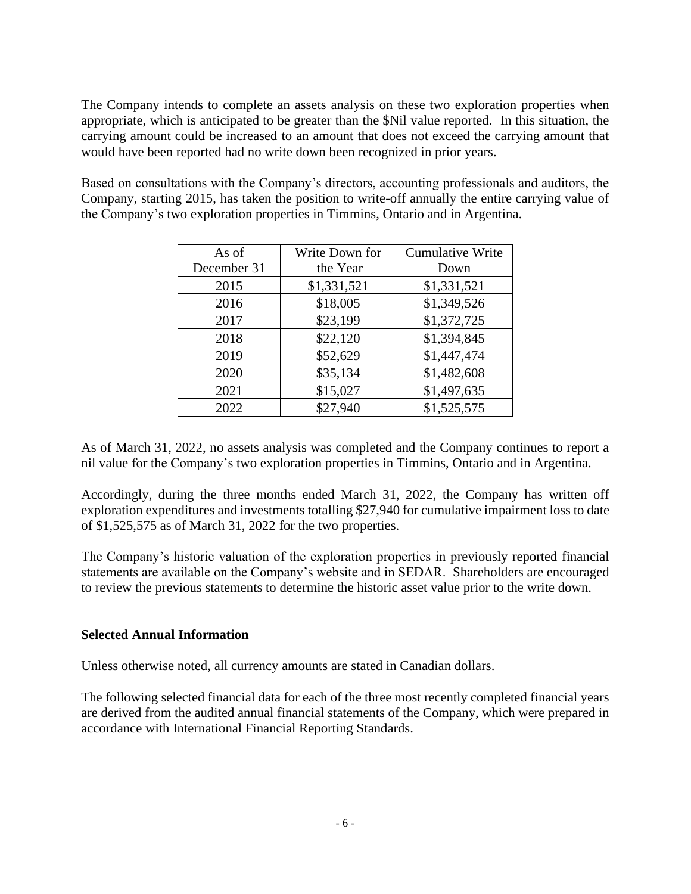The Company intends to complete an assets analysis on these two exploration properties when appropriate, which is anticipated to be greater than the $Nil value reported. In this situation, the carrying amount could be increased to an amount that does not exceed the carrying amount that would have been reported had no write down been recognized in prior years.

Based on consultations with the Company's directors, accounting professionals and auditors, the Company, starting 2015, has taken the position to write-off annually the entire carrying value of the Company's two exploration properties in Timmins, Ontario and in Argentina.

| As of December 31 | Write Down for the Year | Cumulative Write Down |
|---|---|---|
| 2015 | $1,331,521 | $1,331,521 |
| 2016 | $18,005 | $1,349,526 |
| 2017 | $23,199 | $1,372,725 |
| 2018 | $22,120 | $1,394,845 |
| 2019 | $52,629 | $1,447,474 |
| 2020 | $35,134 | $1,482,608 |
| 2021 | $15,027 | $1,497,635 |
| 2022 | $27,940 | $1,525,575 |

As of March 31, 2022, no assets analysis was completed and the Company continues to report a nil value for the Company's two exploration properties in Timmins, Ontario and in Argentina.

Accordingly, during the three months ended March 31, 2022, the Company has written off exploration expenditures and investments totalling $27,940 for cumulative impairment loss to date of $1,525,575 as of March 31, 2022 for the two properties.

The Company's historic valuation of the exploration properties in previously reported financial statements are available on the Company's website and in SEDAR. Shareholders are encouraged to review the previous statements to determine the historic asset value prior to the write down.

## Selected Annual Information

Unless otherwise noted, all currency amounts are stated in Canadian dollars.

The following selected financial data for each of the three most recently completed financial years are derived from the audited annual financial statements of the Company, which were prepared in accordance with International Financial Reporting Standards.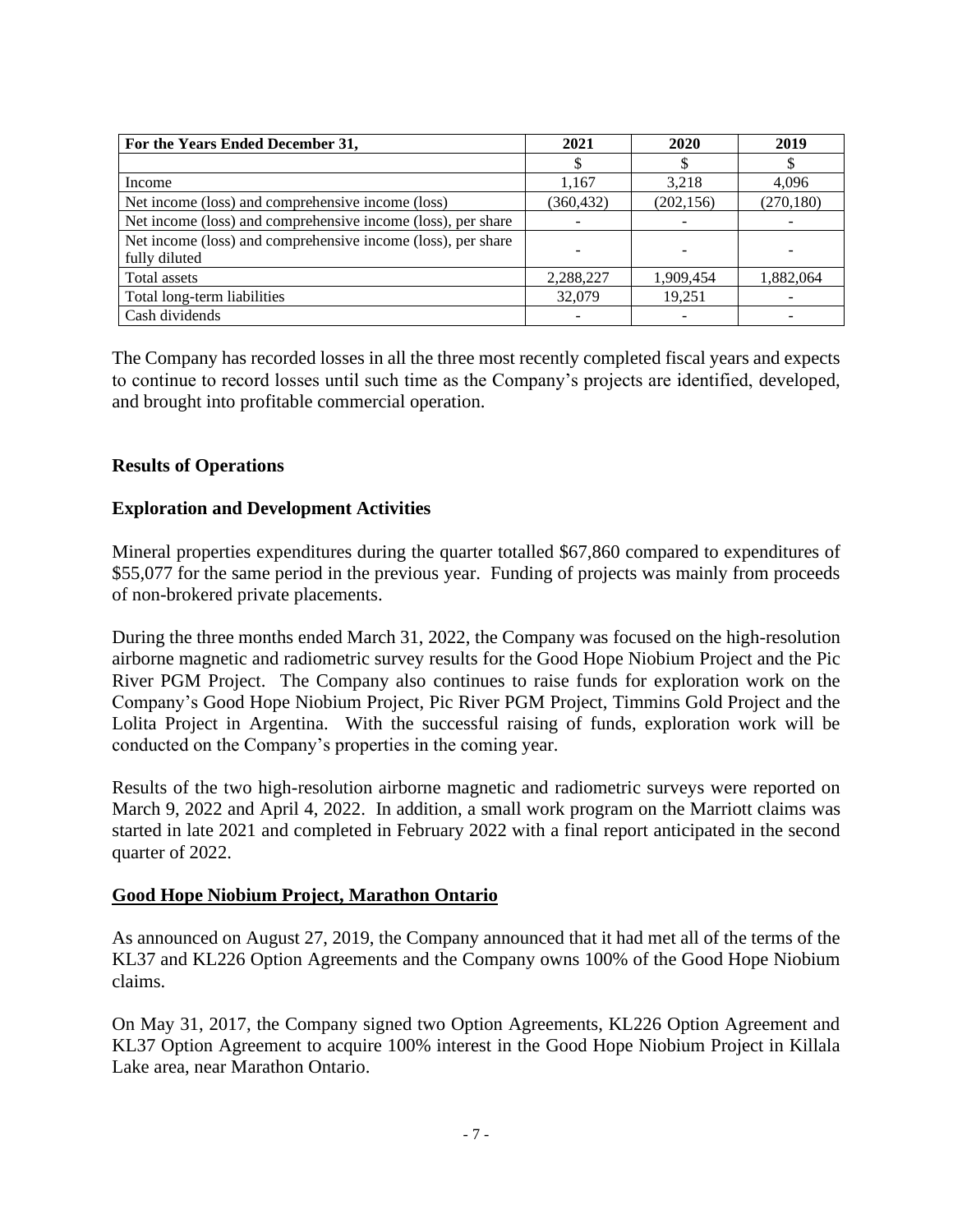| For the Years Ended December 31, | 2021 | 2020 | 2019 |
|---|---|---|---|
| | $ | $ | $ |
| Income | 1,167 | 3,218 | 4,096 |
| Net income (loss) and comprehensive income (loss) | (360,432) | (202,156) | (270,180) |
| Net income (loss) and comprehensive income (loss), per share | - | - | - |
| Net income (loss) and comprehensive income (loss), per share fully diluted | - | - | - |
| Total assets | 2,288,227 | 1,909,454 | 1,882,064 |
| Total long-term liabilities | 32,079 | 19,251 | - |
| Cash dividends | - | - | - |

The Company has recorded losses in all the three most recently completed fiscal years and expects to continue to record losses until such time as the Company's projects are identified, developed, and brought into profitable commercial operation.

## Results of Operations

### Exploration and Development Activities

Mineral properties expenditures during the quarter totalled $67,860 compared to expenditures of $55,077 for the same period in the previous year. Funding of projects was mainly from proceeds of non-brokered private placements.

During the three months ended March 31, 2022, the Company was focused on the high-resolution airborne magnetic and radiometric survey results for the Good Hope Niobium Project and the Pic River PGM Project. The Company also continues to raise funds for exploration work on the Company's Good Hope Niobium Project, Pic River PGM Project, Timmins Gold Project and the Lolita Project in Argentina. With the successful raising of funds, exploration work will be conducted on the Company's properties in the coming year.

Results of the two high-resolution airborne magnetic and radiometric surveys were reported on March 9, 2022 and April 4, 2022. In addition, a small work program on the Marriott claims was started in late 2021 and completed in February 2022 with a final report anticipated in the second quarter of 2022.

### Good Hope Niobium Project, Marathon Ontario

As announced on August 27, 2019, the Company announced that it had met all of the terms of the KL37 and KL226 Option Agreements and the Company owns 100% of the Good Hope Niobium claims.

On May 31, 2017, the Company signed two Option Agreements, KL226 Option Agreement and KL37 Option Agreement to acquire 100% interest in the Good Hope Niobium Project in Killala Lake area, near Marathon Ontario.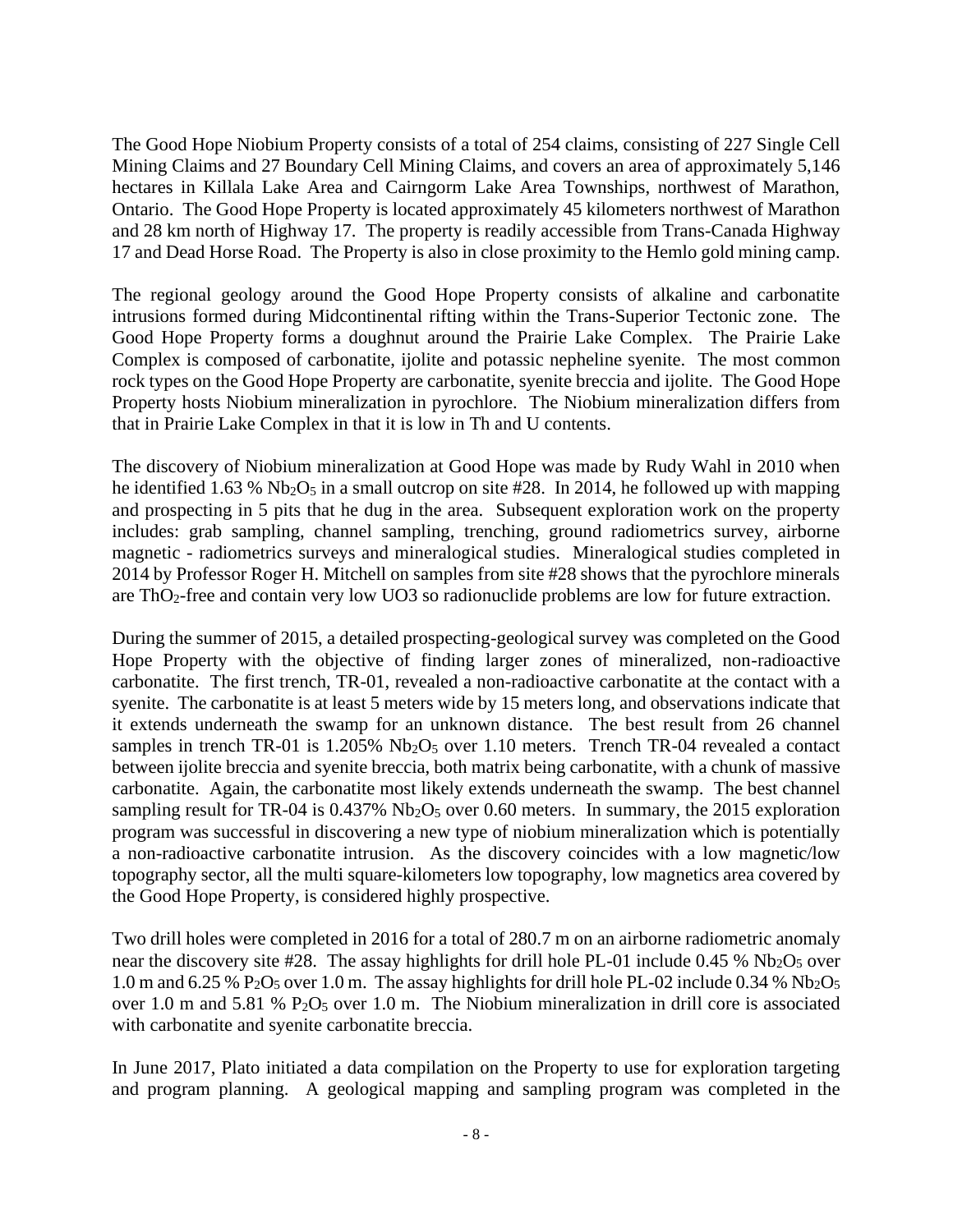The Good Hope Niobium Property consists of a total of 254 claims, consisting of 227 Single Cell Mining Claims and 27 Boundary Cell Mining Claims, and covers an area of approximately 5,146 hectares in Killala Lake Area and Cairngorm Lake Area Townships, northwest of Marathon, Ontario. The Good Hope Property is located approximately 45 kilometers northwest of Marathon and 28 km north of Highway 17. The property is readily accessible from Trans-Canada Highway 17 and Dead Horse Road. The Property is also in close proximity to the Hemlo gold mining camp.

The regional geology around the Good Hope Property consists of alkaline and carbonatite intrusions formed during Midcontinental rifting within the Trans-Superior Tectonic zone. The Good Hope Property forms a doughnut around the Prairie Lake Complex. The Prairie Lake Complex is composed of carbonatite, ijolite and potassic nepheline syenite. The most common rock types on the Good Hope Property are carbonatite, syenite breccia and ijolite. The Good Hope Property hosts Niobium mineralization in pyrochlore. The Niobium mineralization differs from that in Prairie Lake Complex in that it is low in Th and U contents.

The discovery of Niobium mineralization at Good Hope was made by Rudy Wahl in 2010 when he identified 1.63 % $Nb_2O_5$ in a small outcrop on site #28. In 2014, he followed up with mapping and prospecting in 5 pits that he dug in the area. Subsequent exploration work on the property includes: grab sampling, channel sampling, trenching, ground radiometrics survey, airborne magnetic - radiometrics surveys and mineralogical studies. Mineralogical studies completed in 2014 by Professor Roger H. Mitchell on samples from site #28 shows that the pyrochlore minerals are $ThO_2$-free and contain very low UO3 so radionuclide problems are low for future extraction.

During the summer of 2015, a detailed prospecting-geological survey was completed on the Good Hope Property with the objective of finding larger zones of mineralized, non-radioactive carbonatite. The first trench, TR-01, revealed a non-radioactive carbonatite at the contact with a syenite. The carbonatite is at least 5 meters wide by 15 meters long, and observations indicate that it extends underneath the swamp for an unknown distance. The best result from 26 channel samples in trench TR-01 is 1.205% $Nb_2O_5$ over 1.10 meters. Trench TR-04 revealed a contact between ijolite breccia and syenite breccia, both matrix being carbonatite, with a chunk of massive carbonatite. Again, the carbonatite most likely extends underneath the swamp. The best channel sampling result for TR-04 is 0.437% $Nb_2O_5$ over 0.60 meters. In summary, the 2015 exploration program was successful in discovering a new type of niobium mineralization which is potentially a non-radioactive carbonatite intrusion. As the discovery coincides with a low magnetic/low topography sector, all the multi square-kilometers low topography, low magnetics area covered by the Good Hope Property, is considered highly prospective.

Two drill holes were completed in 2016 for a total of 280.7 m on an airborne radiometric anomaly near the discovery site #28. The assay highlights for drill hole PL-01 include 0.45 % $Nb_2O_5$ over 1.0 m and 6.25 % $P_2O_5$ over 1.0 m. The assay highlights for drill hole PL-02 include 0.34 % $Nb_2O_5$ over 1.0 m and 5.81 % $P_2O_5$ over 1.0 m. The Niobium mineralization in drill core is associated with carbonatite and syenite carbonatite breccia.

In June 2017, Plato initiated a data compilation on the Property to use for exploration targeting and program planning. A geological mapping and sampling program was completed in the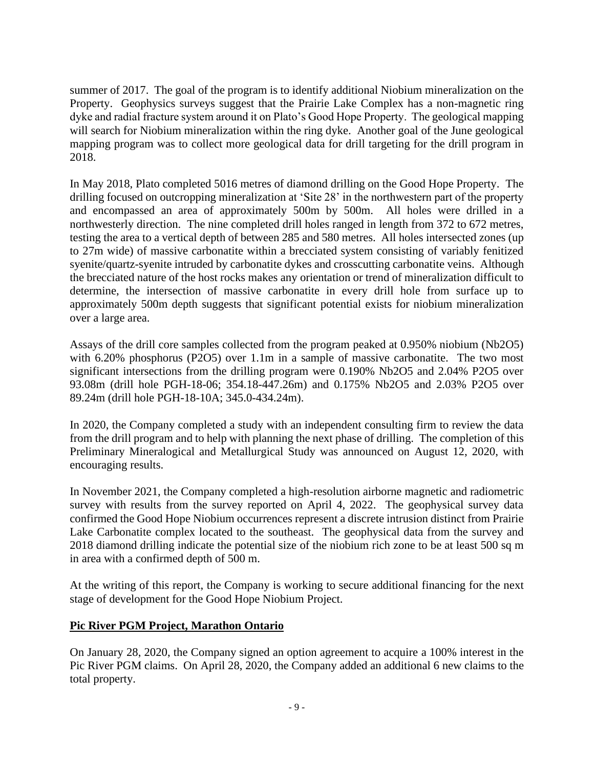summer of 2017. The goal of the program is to identify additional Niobium mineralization on the Property. Geophysics surveys suggest that the Prairie Lake Complex has a non-magnetic ring dyke and radial fracture system around it on Plato's Good Hope Property. The geological mapping will search for Niobium mineralization within the ring dyke. Another goal of the June geological mapping program was to collect more geological data for drill targeting for the drill program in 2018.

In May 2018, Plato completed 5016 metres of diamond drilling on the Good Hope Property. The drilling focused on outcropping mineralization at 'Site 28' in the northwestern part of the property and encompassed an area of approximately 500m by 500m. All holes were drilled in a northwesterly direction. The nine completed drill holes ranged in length from 372 to 672 metres, testing the area to a vertical depth of between 285 and 580 metres. All holes intersected zones (up to 27m wide) of massive carbonatite within a brecciated system consisting of variably fenitized syenite/quartz-syenite intruded by carbonatite dykes and crosscutting carbonatite veins. Although the brecciated nature of the host rocks makes any orientation or trend of mineralization difficult to determine, the intersection of massive carbonatite in every drill hole from surface up to approximately 500m depth suggests that significant potential exists for niobium mineralization over a large area.

Assays of the drill core samples collected from the program peaked at 0.950% niobium ($Nb_2O_5$) with 6.20% phosphorus ($P_2O_5$) over 1.1m in a sample of massive carbonatite. The two most significant intersections from the drilling program were 0.190% $Nb_2O_5$ and 2.04% $P_2O_5$ over 93.08m (drill hole PGH-18-06; 354.18-447.26m) and 0.175% $Nb_2O_5$ and 2.03% $P_2O_5$ over 89.24m (drill hole PGH-18-10A; 345.0-434.24m).

In 2020, the Company completed a study with an independent consulting firm to review the data from the drill program and to help with planning the next phase of drilling. The completion of this Preliminary Mineralogical and Metallurgical Study was announced on August 12, 2020, with encouraging results.

In November 2021, the Company completed a high-resolution airborne magnetic and radiometric survey with results from the survey reported on April 4, 2022. The geophysical survey data confirmed the Good Hope Niobium occurrences represent a discrete intrusion distinct from Prairie Lake Carbonatite complex located to the southeast. The geophysical data from the survey and 2018 diamond drilling indicate the potential size of the niobium rich zone to be at least 500 sq m in area with a confirmed depth of 500 m.

At the writing of this report, the Company is working to secure additional financing for the next stage of development for the Good Hope Niobium Project.

## **Pic River PGM Project, Marathon Ontario**

On January 28, 2020, the Company signed an option agreement to acquire a 100% interest in the Pic River PGM claims. On April 28, 2020, the Company added an additional 6 new claims to the total property.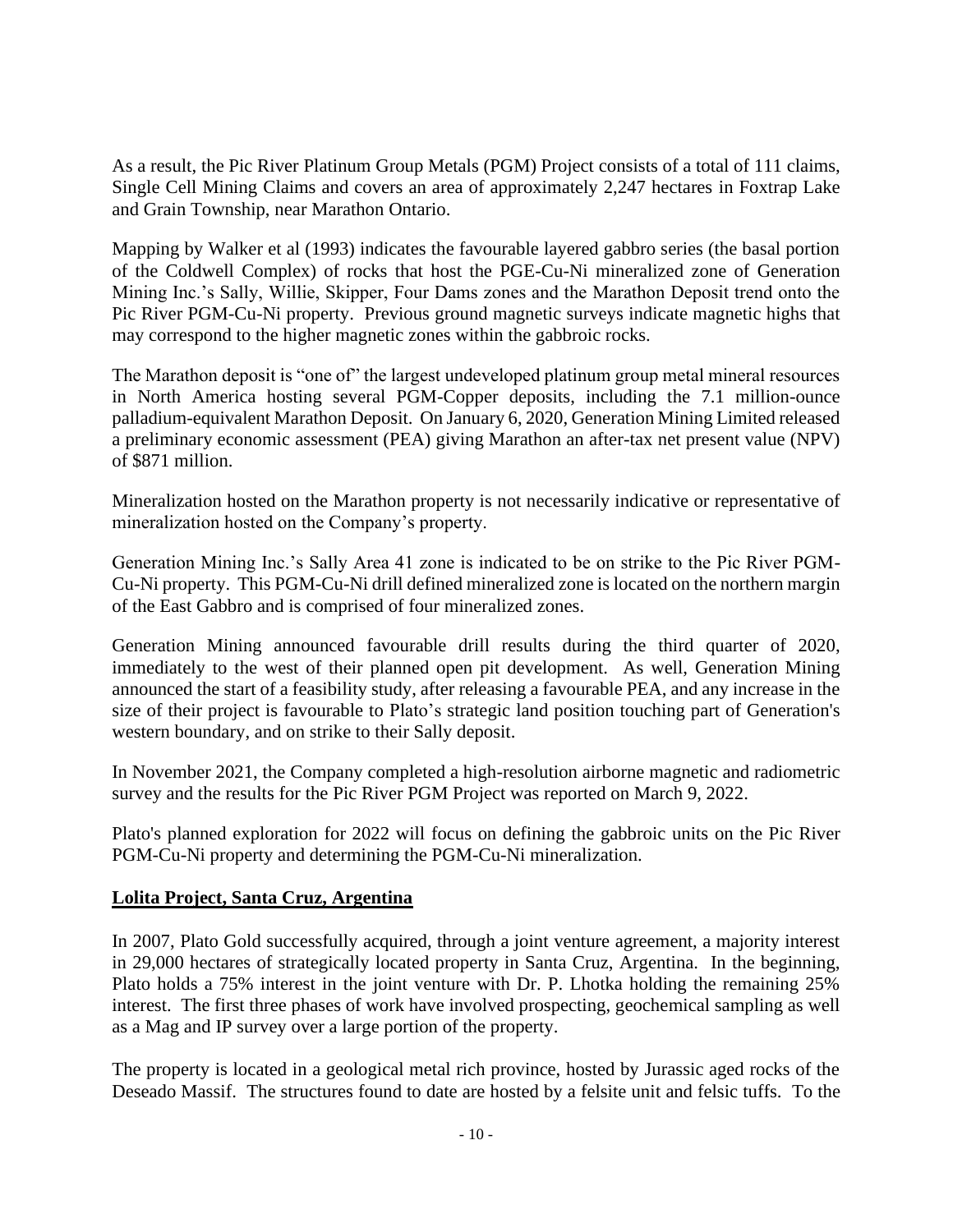As a result, the Pic River Platinum Group Metals (PGM) Project consists of a total of 111 claims, Single Cell Mining Claims and covers an area of approximately 2,247 hectares in Foxtrap Lake and Grain Township, near Marathon Ontario.

Mapping by Walker et al (1993) indicates the favourable layered gabbro series (the basal portion of the Coldwell Complex) of rocks that host the PGE-Cu-Ni mineralized zone of Generation Mining Inc.'s Sally, Willie, Skipper, Four Dams zones and the Marathon Deposit trend onto the Pic River PGM-Cu-Ni property. Previous ground magnetic surveys indicate magnetic highs that may correspond to the higher magnetic zones within the gabbroic rocks.

The Marathon deposit is "one of" the largest undeveloped platinum group metal mineral resources in North America hosting several PGM-Copper deposits, including the 7.1 million-ounce palladium-equivalent Marathon Deposit. On January 6, 2020, Generation Mining Limited released a preliminary economic assessment (PEA) giving Marathon an after-tax net present value (NPV) of $871 million.

Mineralization hosted on the Marathon property is not necessarily indicative or representative of mineralization hosted on the Company's property.

Generation Mining Inc.'s Sally Area 41 zone is indicated to be on strike to the Pic River PGM-Cu-Ni property. This PGM-Cu-Ni drill defined mineralized zone is located on the northern margin of the East Gabbro and is comprised of four mineralized zones.

Generation Mining announced favourable drill results during the third quarter of 2020, immediately to the west of their planned open pit development. As well, Generation Mining announced the start of a feasibility study, after releasing a favourable PEA, and any increase in the size of their project is favourable to Plato's strategic land position touching part of Generation's western boundary, and on strike to their Sally deposit.

In November 2021, the Company completed a high-resolution airborne magnetic and radiometric survey and the results for the Pic River PGM Project was reported on March 9, 2022.

Plato's planned exploration for 2022 will focus on defining the gabbroic units on the Pic River PGM-Cu-Ni property and determining the PGM-Cu-Ni mineralization.

## Lolita Project, Santa Cruz, Argentina

In 2007, Plato Gold successfully acquired, through a joint venture agreement, a majority interest in 29,000 hectares of strategically located property in Santa Cruz, Argentina. In the beginning, Plato holds a 75% interest in the joint venture with Dr. P. Lhotka holding the remaining 25% interest. The first three phases of work have involved prospecting, geochemical sampling as well as a Mag and IP survey over a large portion of the property.

The property is located in a geological metal rich province, hosted by Jurassic aged rocks of the Deseado Massif. The structures found to date are hosted by a felsite unit and felsic tuffs. To the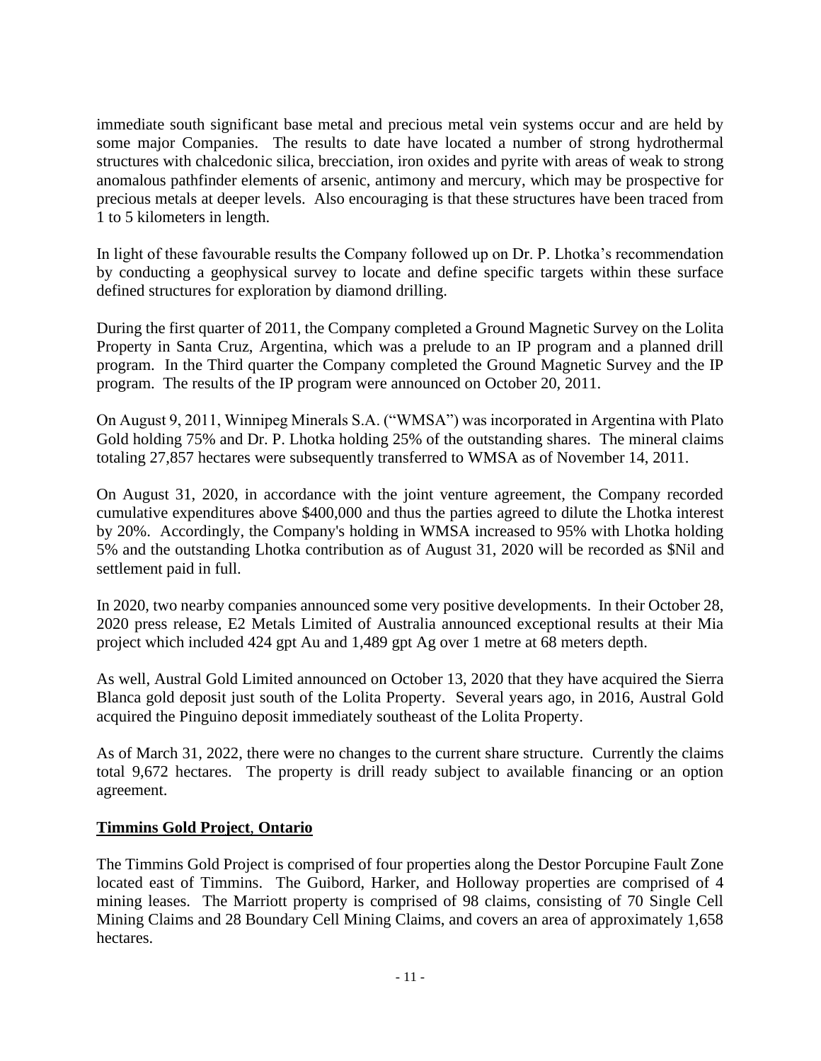immediate south significant base metal and precious metal vein systems occur and are held by some major Companies. The results to date have located a number of strong hydrothermal structures with chalcedonic silica, brecciation, iron oxides and pyrite with areas of weak to strong anomalous pathfinder elements of arsenic, antimony and mercury, which may be prospective for precious metals at deeper levels. Also encouraging is that these structures have been traced from 1 to 5 kilometers in length.

In light of these favourable results the Company followed up on Dr. P. Lhotka's recommendation by conducting a geophysical survey to locate and define specific targets within these surface defined structures for exploration by diamond drilling.

During the first quarter of 2011, the Company completed a Ground Magnetic Survey on the Lolita Property in Santa Cruz, Argentina, which was a prelude to an IP program and a planned drill program. In the Third quarter the Company completed the Ground Magnetic Survey and the IP program. The results of the IP program were announced on October 20, 2011.

On August 9, 2011, Winnipeg Minerals S.A. ("WMSA") was incorporated in Argentina with Plato Gold holding 75% and Dr. P. Lhotka holding 25% of the outstanding shares. The mineral claims totaling 27,857 hectares were subsequently transferred to WMSA as of November 14, 2011.

On August 31, 2020, in accordance with the joint venture agreement, the Company recorded cumulative expenditures above $400,000 and thus the parties agreed to dilute the Lhotka interest by 20%. Accordingly, the Company's holding in WMSA increased to 95% with Lhotka holding 5% and the outstanding Lhotka contribution as of August 31, 2020 will be recorded as $Nil and settlement paid in full.

In 2020, two nearby companies announced some very positive developments. In their October 28, 2020 press release, E2 Metals Limited of Australia announced exceptional results at their Mia project which included 424 gpt Au and 1,489 gpt Ag over 1 metre at 68 meters depth.

As well, Austral Gold Limited announced on October 13, 2020 that they have acquired the Sierra Blanca gold deposit just south of the Lolita Property. Several years ago, in 2016, Austral Gold acquired the Pinguino deposit immediately southeast of the Lolita Property.

As of March 31, 2022, there were no changes to the current share structure. Currently the claims total 9,672 hectares. The property is drill ready subject to available financing or an option agreement.

## **Timmins Gold Project, Ontario**

The Timmins Gold Project is comprised of four properties along the Destor Porcupine Fault Zone located east of Timmins. The Guibord, Harker, and Holloway properties are comprised of 4 mining leases. The Marriott property is comprised of 98 claims, consisting of 70 Single Cell Mining Claims and 28 Boundary Cell Mining Claims, and covers an area of approximately 1,658 hectares.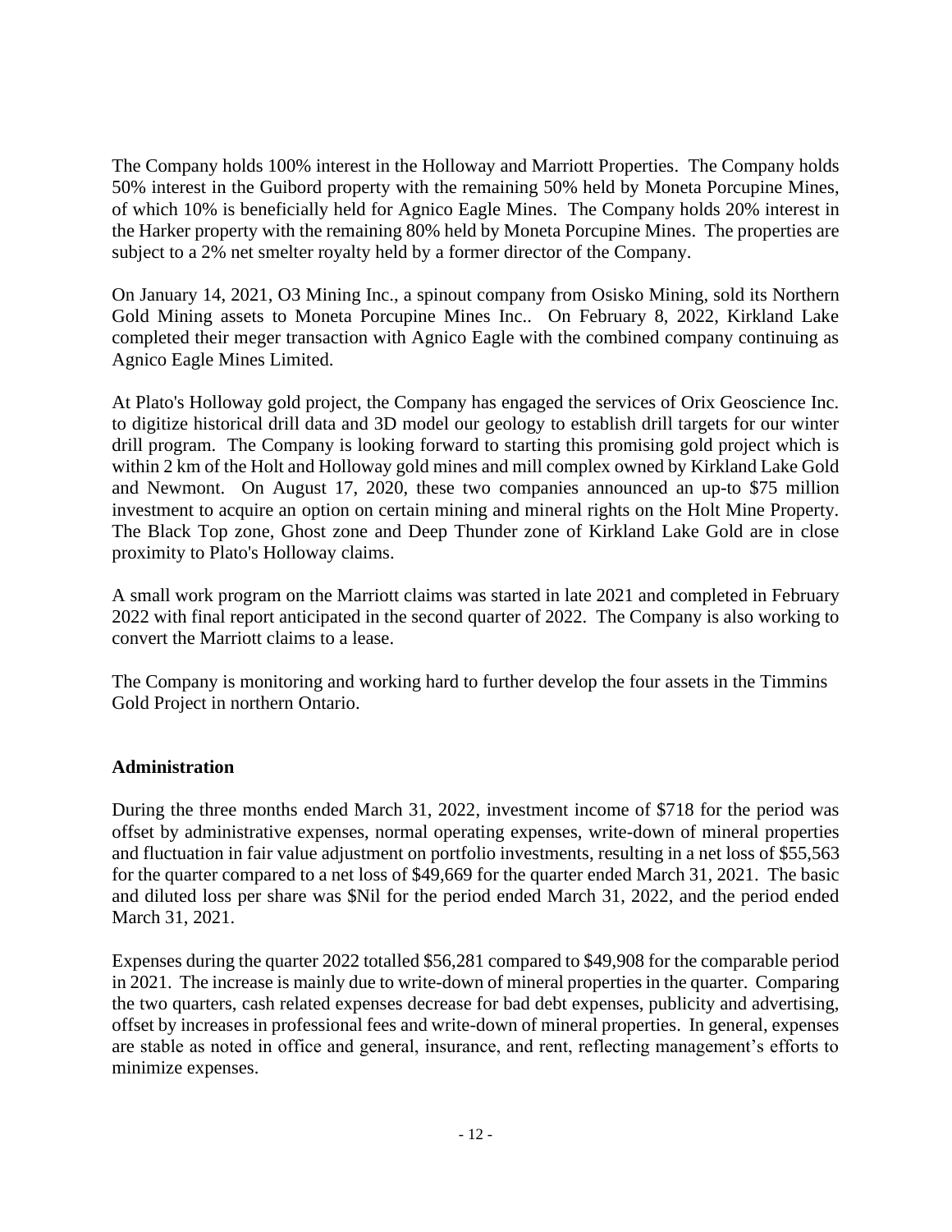The Company holds 100% interest in the Holloway and Marriott Properties. The Company holds 50% interest in the Guibord property with the remaining 50% held by Moneta Porcupine Mines, of which 10% is beneficially held for Agnico Eagle Mines. The Company holds 20% interest in the Harker property with the remaining 80% held by Moneta Porcupine Mines. The properties are subject to a 2% net smelter royalty held by a former director of the Company.

On January 14, 2021, O3 Mining Inc., a spinout company from Osisko Mining, sold its Northern Gold Mining assets to Moneta Porcupine Mines Inc.. On February 8, 2022, Kirkland Lake completed their meger transaction with Agnico Eagle with the combined company continuing as Agnico Eagle Mines Limited.

At Plato's Holloway gold project, the Company has engaged the services of Orix Geoscience Inc. to digitize historical drill data and 3D model our geology to establish drill targets for our winter drill program. The Company is looking forward to starting this promising gold project which is within 2 km of the Holt and Holloway gold mines and mill complex owned by Kirkland Lake Gold and Newmont. On August 17, 2020, these two companies announced an up-to $75 million investment to acquire an option on certain mining and mineral rights on the Holt Mine Property. The Black Top zone, Ghost zone and Deep Thunder zone of Kirkland Lake Gold are in close proximity to Plato's Holloway claims.

A small work program on the Marriott claims was started in late 2021 and completed in February 2022 with final report anticipated in the second quarter of 2022. The Company is also working to convert the Marriott claims to a lease.

The Company is monitoring and working hard to further develop the four assets in the Timmins Gold Project in northern Ontario.

## Administration

During the three months ended March 31, 2022, investment income of $718 for the period was offset by administrative expenses, normal operating expenses, write-down of mineral properties and fluctuation in fair value adjustment on portfolio investments, resulting in a net loss of $55,563 for the quarter compared to a net loss of $49,669 for the quarter ended March 31, 2021. The basic and diluted loss per share was $Nil for the period ended March 31, 2022, and the period ended March 31, 2021.

Expenses during the quarter 2022 totalled $56,281 compared to $49,908 for the comparable period in 2021. The increase is mainly due to write-down of mineral properties in the quarter. Comparing the two quarters, cash related expenses decrease for bad debt expenses, publicity and advertising, offset by increases in professional fees and write-down of mineral properties. In general, expenses are stable as noted in office and general, insurance, and rent, reflecting management's efforts to minimize expenses.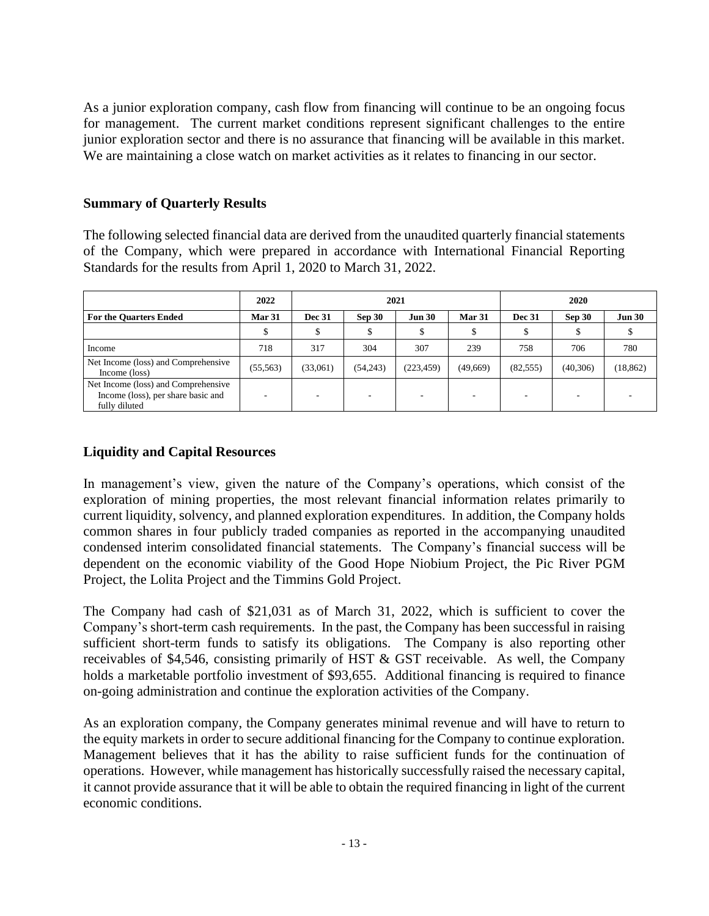As a junior exploration company, cash flow from financing will continue to be an ongoing focus for management. The current market conditions represent significant challenges to the entire junior exploration sector and there is no assurance that financing will be available in this market. We are maintaining a close watch on market activities as it relates to financing in our sector.

### Summary of Quarterly Results

The following selected financial data are derived from the unaudited quarterly financial statements of the Company, which were prepared in accordance with International Financial Reporting Standards for the results from April 1, 2020 to March 31, 2022.

| | 2022 | 2021 | | | | 2020 | | |
|---|---|---|---|---|---|---|---|---|
| **For the Quarters Ended** | **Mar 31** | **Dec 31** | **Sep 30** | **Jun 30** | **Mar 31** | **Dec 31** | **Sep 30** | **Jun 30** |
| | $ | $ | $ | $ | $ | $ | $ | $ |
| Income | 718 | 317 | 304 | 307 | 239 | 758 | 706 | 780 |
| Net Income (loss) and Comprehensive Income (loss) | (55,563) | (33,061) | (54,243) | (223,459) | (49,669) | (82,555) | (40,306) | (18,862) |
| Net Income (loss) and Comprehensive Income (loss), per share basic and fully diluted | - | - | - | - | - | - | - | - |

## Liquidity and Capital Resources

In management's view, given the nature of the Company's operations, which consist of the exploration of mining properties, the most relevant financial information relates primarily to current liquidity, solvency, and planned exploration expenditures. In addition, the Company holds common shares in four publicly traded companies as reported in the accompanying unaudited condensed interim consolidated financial statements. The Company's financial success will be dependent on the economic viability of the Good Hope Niobium Project, the Pic River PGM Project, the Lolita Project and the Timmins Gold Project.

The Company had cash of $21,031 as of March 31, 2022, which is sufficient to cover the Company's short-term cash requirements. In the past, the Company has been successful in raising sufficient short-term funds to satisfy its obligations. The Company is also reporting other receivables of $4,546, consisting primarily of HST & GST receivable. As well, the Company holds a marketable portfolio investment of $93,655. Additional financing is required to finance on-going administration and continue the exploration activities of the Company.

As an exploration company, the Company generates minimal revenue and will have to return to the equity markets in order to secure additional financing for the Company to continue exploration. Management believes that it has the ability to raise sufficient funds for the continuation of operations. However, while management has historically successfully raised the necessary capital, it cannot provide assurance that it will be able to obtain the required financing in light of the current economic conditions.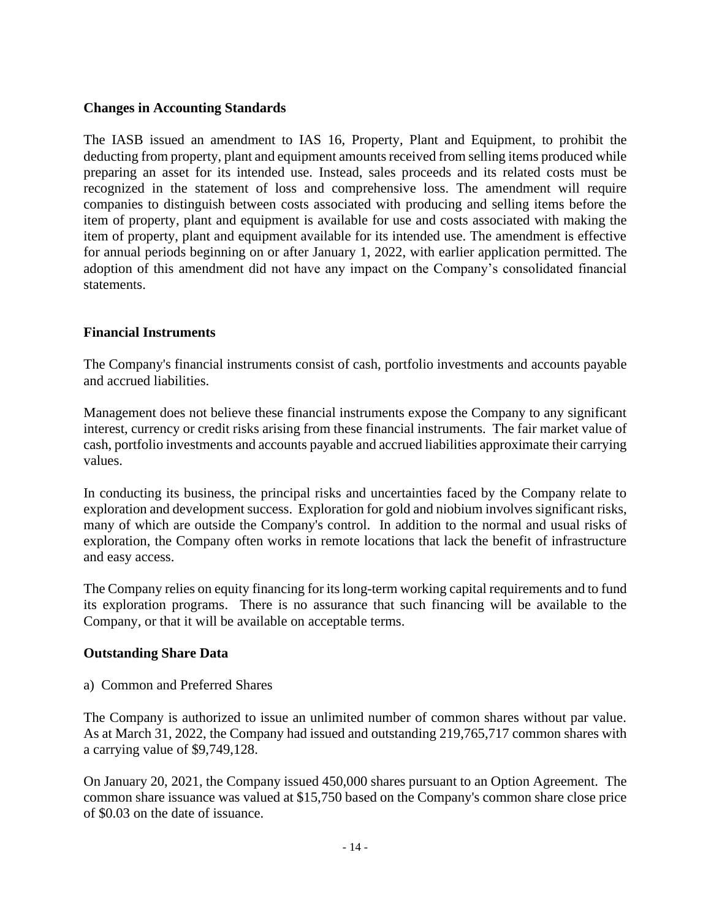## Changes in Accounting Standards

The IASB issued an amendment to IAS 16, Property, Plant and Equipment, to prohibit the deducting from property, plant and equipment amounts received from selling items produced while preparing an asset for its intended use. Instead, sales proceeds and its related costs must be recognized in the statement of loss and comprehensive loss. The amendment will require companies to distinguish between costs associated with producing and selling items before the item of property, plant and equipment is available for use and costs associated with making the item of property, plant and equipment available for its intended use. The amendment is effective for annual periods beginning on or after January 1, 2022, with earlier application permitted. The adoption of this amendment did not have any impact on the Company's consolidated financial statements.

## Financial Instruments

The Company's financial instruments consist of cash, portfolio investments and accounts payable and accrued liabilities.

Management does not believe these financial instruments expose the Company to any significant interest, currency or credit risks arising from these financial instruments. The fair market value of cash, portfolio investments and accounts payable and accrued liabilities approximate their carrying values.

In conducting its business, the principal risks and uncertainties faced by the Company relate to exploration and development success. Exploration for gold and niobium involves significant risks, many of which are outside the Company's control. In addition to the normal and usual risks of exploration, the Company often works in remote locations that lack the benefit of infrastructure and easy access.

The Company relies on equity financing for its long-term working capital requirements and to fund its exploration programs. There is no assurance that such financing will be available to the Company, or that it will be available on acceptable terms.

## Outstanding Share Data

a) Common and Preferred Shares

The Company is authorized to issue an unlimited number of common shares without par value. As at March 31, 2022, the Company had issued and outstanding 219,765,717 common shares with a carrying value of $9,749,128.

On January 20, 2021, the Company issued 450,000 shares pursuant to an Option Agreement. The common share issuance was valued at $15,750 based on the Company's common share close price of $0.03 on the date of issuance.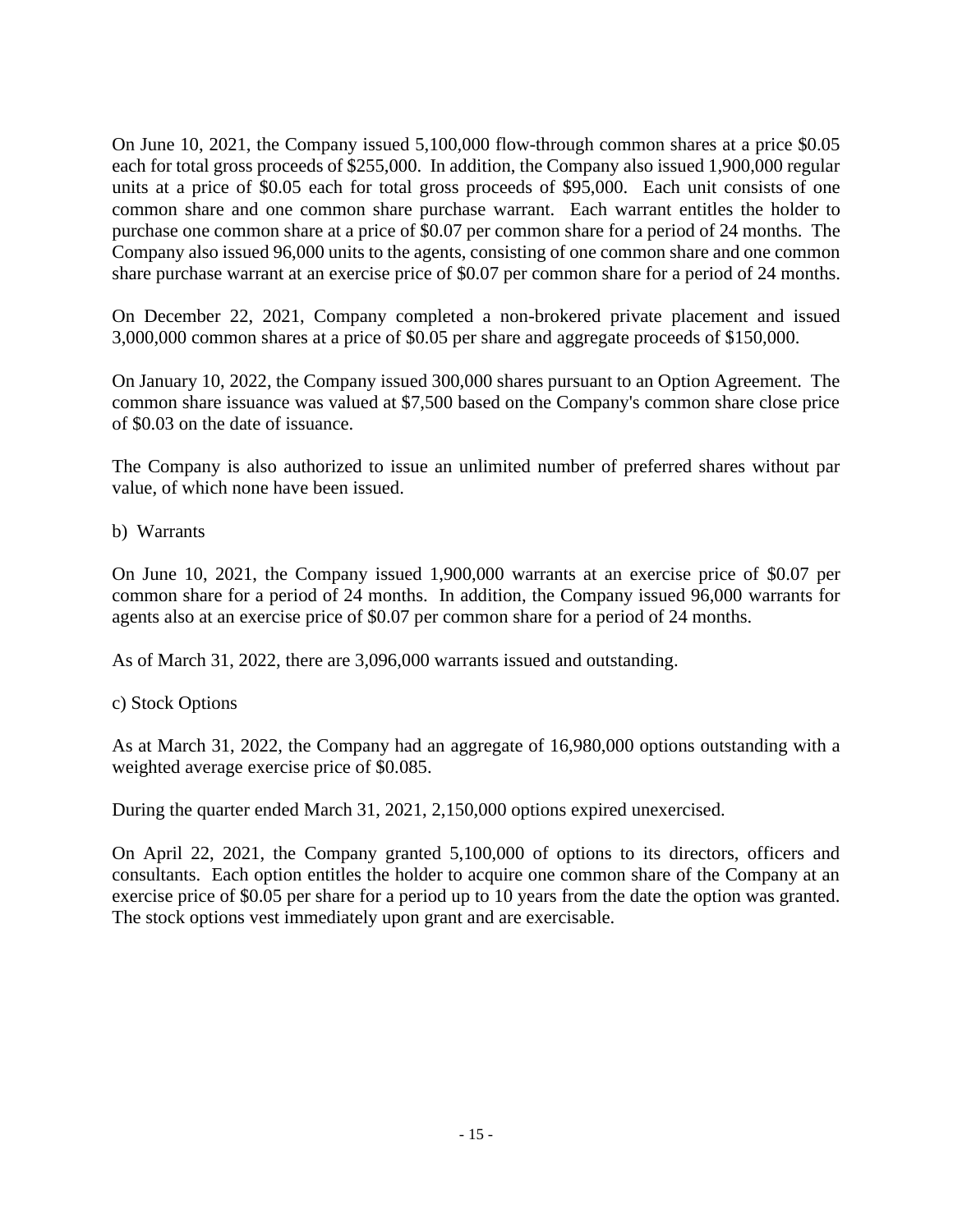On June 10, 2021, the Company issued 5,100,000 flow-through common shares at a price $0.05 each for total gross proceeds of $255,000. In addition, the Company also issued 1,900,000 regular units at a price of $0.05 each for total gross proceeds of $95,000. Each unit consists of one common share and one common share purchase warrant. Each warrant entitles the holder to purchase one common share at a price of $0.07 per common share for a period of 24 months. The Company also issued 96,000 units to the agents, consisting of one common share and one common share purchase warrant at an exercise price of $0.07 per common share for a period of 24 months.

On December 22, 2021, Company completed a non-brokered private placement and issued 3,000,000 common shares at a price of $0.05 per share and aggregate proceeds of $150,000.

On January 10, 2022, the Company issued 300,000 shares pursuant to an Option Agreement. The common share issuance was valued at $7,500 based on the Company's common share close price of $0.03 on the date of issuance.

The Company is also authorized to issue an unlimited number of preferred shares without par value, of which none have been issued.

b) Warrants

On June 10, 2021, the Company issued 1,900,000 warrants at an exercise price of $0.07 per common share for a period of 24 months. In addition, the Company issued 96,000 warrants for agents also at an exercise price of $0.07 per common share for a period of 24 months.

As of March 31, 2022, there are 3,096,000 warrants issued and outstanding.

c) Stock Options

As at March 31, 2022, the Company had an aggregate of 16,980,000 options outstanding with a weighted average exercise price of $0.085.

During the quarter ended March 31, 2021, 2,150,000 options expired unexercised.

On April 22, 2021, the Company granted 5,100,000 of options to its directors, officers and consultants. Each option entitles the holder to acquire one common share of the Company at an exercise price of $0.05 per share for a period up to 10 years from the date the option was granted. The stock options vest immediately upon grant and are exercisable.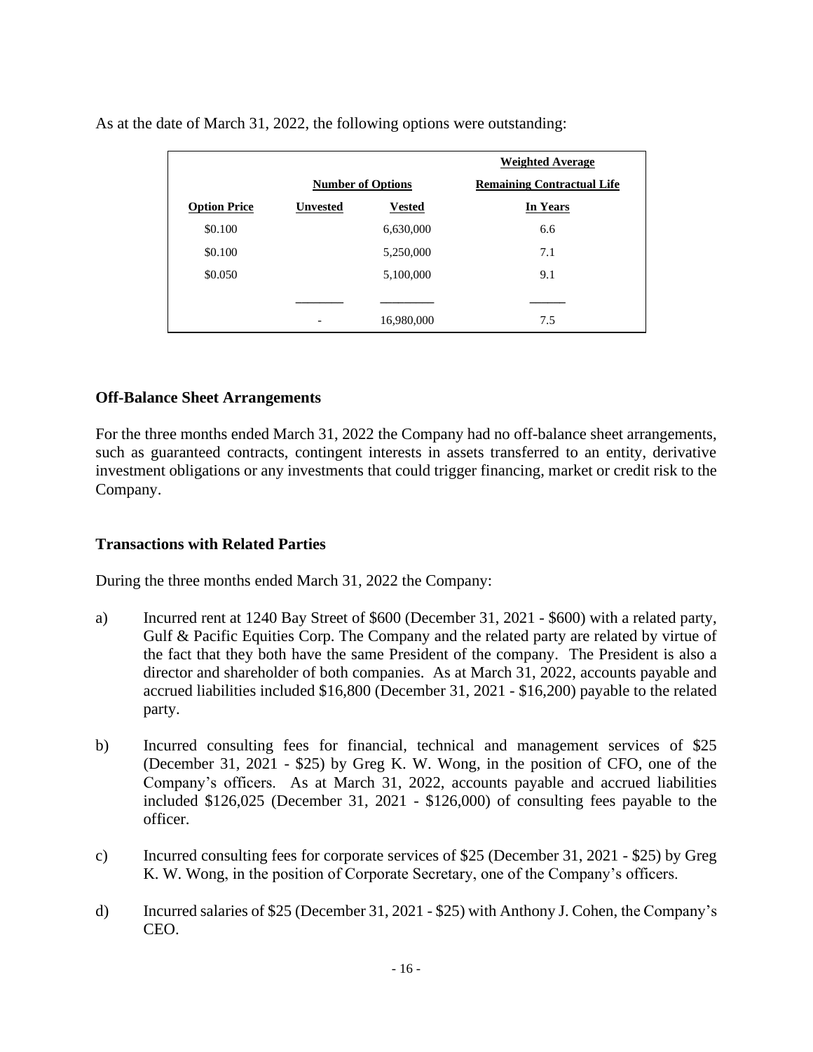As at the date of March 31, 2022, the following options were outstanding:

| | Number of Options | | Weighted Average Remaining Contractual Life |
|---|---|---|---|
| **Option Price** | **Unvested** | **Vested** | **In Years** |
| $0.100 | | 6,630,000 | 6.6 |
| $0.100 | | 5,250,000 | 7.1 |
| $0.050 | | 5,100,000 | 9.1 |
| | - | 16,980,000 | 7.5 |

## Off-Balance Sheet Arrangements

For the three months ended March 31, 2022 the Company had no off-balance sheet arrangements, such as guaranteed contracts, contingent interests in assets transferred to an entity, derivative investment obligations or any investments that could trigger financing, market or credit risk to the Company.

## Transactions with Related Parties

During the three months ended March 31, 2022 the Company:

a) Incurred rent at 1240 Bay Street of $600 (December 31, 2021 - $600) with a related party, Gulf & Pacific Equities Corp. The Company and the related party are related by virtue of the fact that they both have the same President of the company. The President is also a director and shareholder of both companies. As at March 31, 2022, accounts payable and accrued liabilities included $16,800 (December 31, 2021 - $16,200) payable to the related party.

b) Incurred consulting fees for financial, technical and management services of $25 (December 31, 2021 - $25) by Greg K. W. Wong, in the position of CFO, one of the Company's officers. As at March 31, 2022, accounts payable and accrued liabilities included $126,025 (December 31, 2021 - $126,000) of consulting fees payable to the officer.

c) Incurred consulting fees for corporate services of $25 (December 31, 2021 - $25) by Greg K. W. Wong, in the position of Corporate Secretary, one of the Company's officers.

d) Incurred salaries of $25 (December 31, 2021 - $25) with Anthony J. Cohen, the Company's CEO.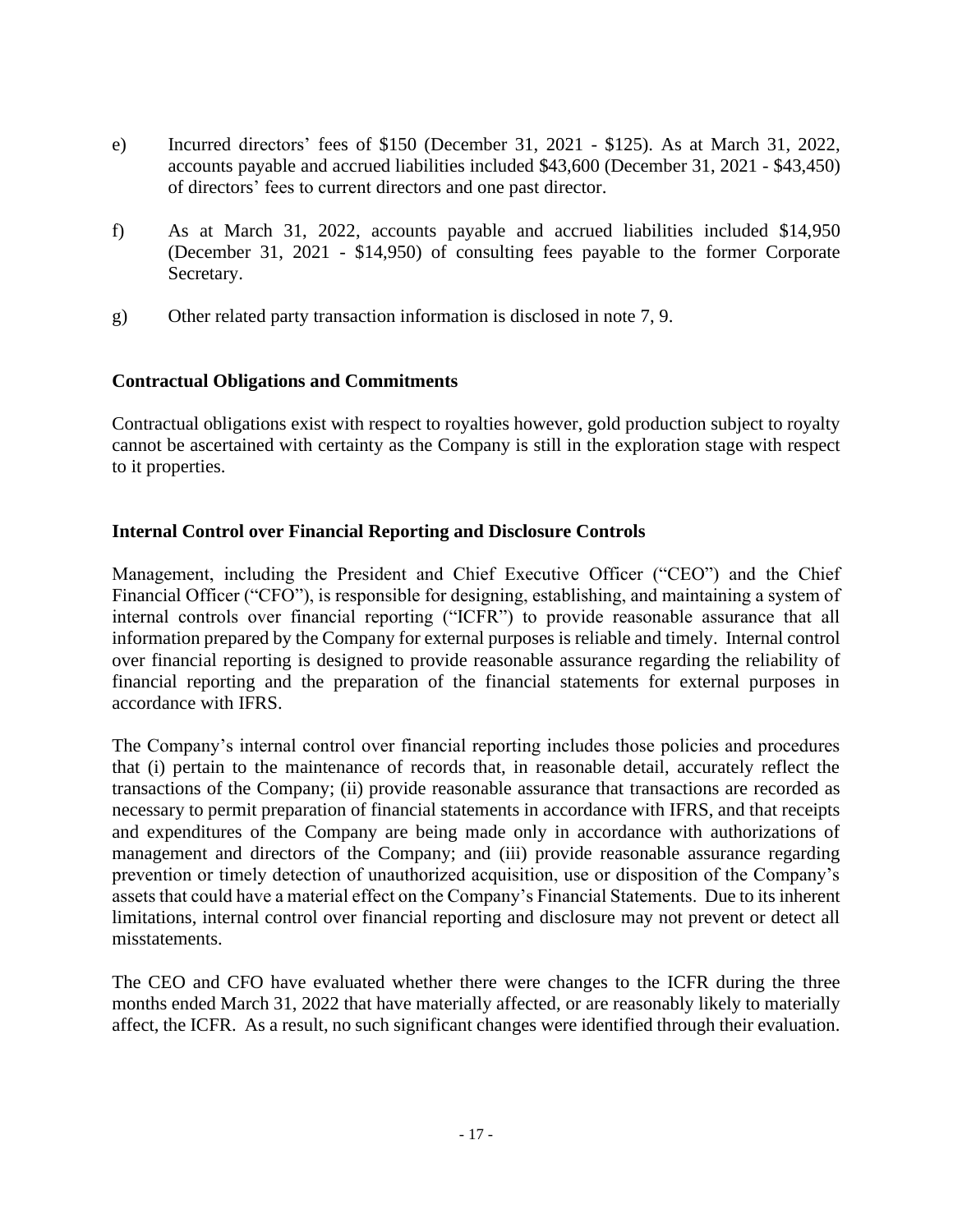e) Incurred directors' fees of $150 (December 31, 2021 - $125). As at March 31, 2022, accounts payable and accrued liabilities included $43,600 (December 31, 2021 - $43,450) of directors' fees to current directors and one past director.

f) As at March 31, 2022, accounts payable and accrued liabilities included $14,950 (December 31, 2021 - $14,950) of consulting fees payable to the former Corporate Secretary.

g) Other related party transaction information is disclosed in note 7, 9.

**Contractual Obligations and Commitments**

Contractual obligations exist with respect to royalties however, gold production subject to royalty cannot be ascertained with certainty as the Company is still in the exploration stage with respect to it properties.

**Internal Control over Financial Reporting and Disclosure Controls**

Management, including the President and Chief Executive Officer ("CEO") and the Chief Financial Officer ("CFO"), is responsible for designing, establishing, and maintaining a system of internal controls over financial reporting ("ICFR") to provide reasonable assurance that all information prepared by the Company for external purposes is reliable and timely. Internal control over financial reporting is designed to provide reasonable assurance regarding the reliability of financial reporting and the preparation of the financial statements for external purposes in accordance with IFRS.

The Company's internal control over financial reporting includes those policies and procedures that (i) pertain to the maintenance of records that, in reasonable detail, accurately reflect the transactions of the Company; (ii) provide reasonable assurance that transactions are recorded as necessary to permit preparation of financial statements in accordance with IFRS, and that receipts and expenditures of the Company are being made only in accordance with authorizations of management and directors of the Company; and (iii) provide reasonable assurance regarding prevention or timely detection of unauthorized acquisition, use or disposition of the Company's assets that could have a material effect on the Company's Financial Statements. Due to its inherent limitations, internal control over financial reporting and disclosure may not prevent or detect all misstatements.

The CEO and CFO have evaluated whether there were changes to the ICFR during the three months ended March 31, 2022 that have materially affected, or are reasonably likely to materially affect, the ICFR. As a result, no such significant changes were identified through their evaluation.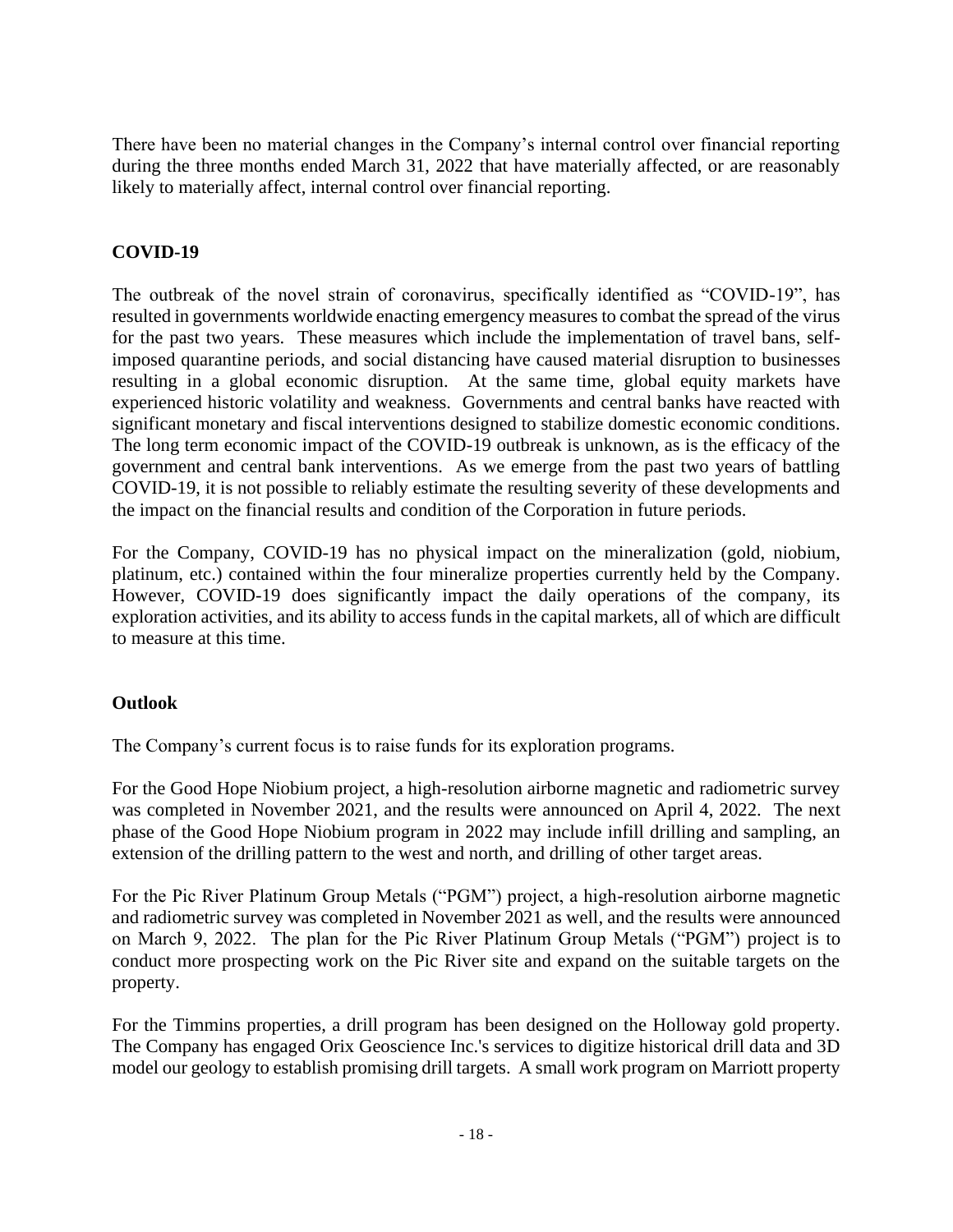There have been no material changes in the Company's internal control over financial reporting during the three months ended March 31, 2022 that have materially affected, or are reasonably likely to materially affect, internal control over financial reporting.

## COVID-19

The outbreak of the novel strain of coronavirus, specifically identified as "COVID-19", has resulted in governments worldwide enacting emergency measures to combat the spread of the virus for the past two years. These measures which include the implementation of travel bans, self-imposed quarantine periods, and social distancing have caused material disruption to businesses resulting in a global economic disruption. At the same time, global equity markets have experienced historic volatility and weakness. Governments and central banks have reacted with significant monetary and fiscal interventions designed to stabilize domestic economic conditions. The long term economic impact of the COVID-19 outbreak is unknown, as is the efficacy of the government and central bank interventions. As we emerge from the past two years of battling COVID-19, it is not possible to reliably estimate the resulting severity of these developments and the impact on the financial results and condition of the Corporation in future periods.

For the Company, COVID-19 has no physical impact on the mineralization (gold, niobium, platinum, etc.) contained within the four mineralize properties currently held by the Company. However, COVID-19 does significantly impact the daily operations of the company, its exploration activities, and its ability to access funds in the capital markets, all of which are difficult to measure at this time.

## Outlook

The Company's current focus is to raise funds for its exploration programs.

For the Good Hope Niobium project, a high-resolution airborne magnetic and radiometric survey was completed in November 2021, and the results were announced on April 4, 2022. The next phase of the Good Hope Niobium program in 2022 may include infill drilling and sampling, an extension of the drilling pattern to the west and north, and drilling of other target areas.

For the Pic River Platinum Group Metals ("PGM") project, a high-resolution airborne magnetic and radiometric survey was completed in November 2021 as well, and the results were announced on March 9, 2022. The plan for the Pic River Platinum Group Metals ("PGM") project is to conduct more prospecting work on the Pic River site and expand on the suitable targets on the property.

For the Timmins properties, a drill program has been designed on the Holloway gold property. The Company has engaged Orix Geoscience Inc.'s services to digitize historical drill data and 3D model our geology to establish promising drill targets. A small work program on Marriott property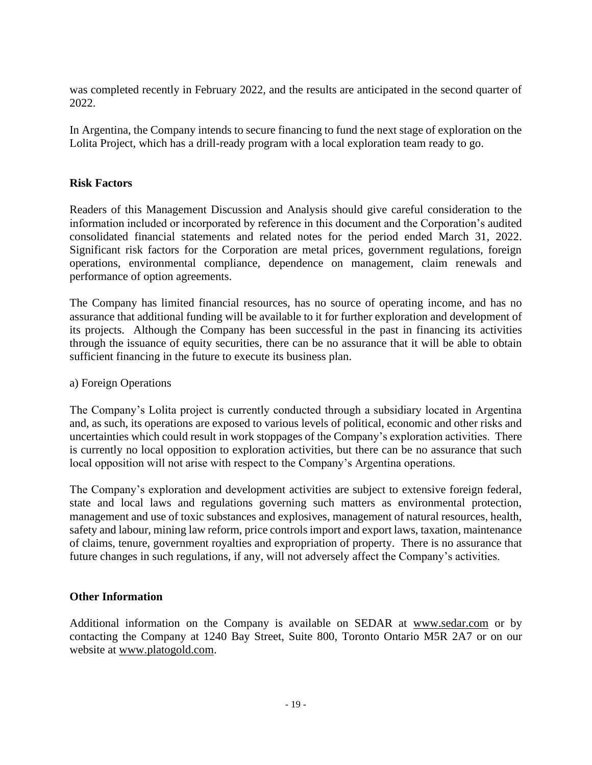was completed recently in February 2022, and the results are anticipated in the second quarter of 2022.

In Argentina, the Company intends to secure financing to fund the next stage of exploration on the Lolita Project, which has a drill-ready program with a local exploration team ready to go.

## Risk Factors

Readers of this Management Discussion and Analysis should give careful consideration to the information included or incorporated by reference in this document and the Corporation's audited consolidated financial statements and related notes for the period ended March 31, 2022. Significant risk factors for the Corporation are metal prices, government regulations, foreign operations, environmental compliance, dependence on management, claim renewals and performance of option agreements.

The Company has limited financial resources, has no source of operating income, and has no assurance that additional funding will be available to it for further exploration and development of its projects. Although the Company has been successful in the past in financing its activities through the issuance of equity securities, there can be no assurance that it will be able to obtain sufficient financing in the future to execute its business plan.

a) Foreign Operations

The Company's Lolita project is currently conducted through a subsidiary located in Argentina and, as such, its operations are exposed to various levels of political, economic and other risks and uncertainties which could result in work stoppages of the Company's exploration activities. There is currently no local opposition to exploration activities, but there can be no assurance that such local opposition will not arise with respect to the Company's Argentina operations.

The Company's exploration and development activities are subject to extensive foreign federal, state and local laws and regulations governing such matters as environmental protection, management and use of toxic substances and explosives, management of natural resources, health, safety and labour, mining law reform, price controls import and export laws, taxation, maintenance of claims, tenure, government royalties and expropriation of property. There is no assurance that future changes in such regulations, if any, will not adversely affect the Company's activities.

## Other Information

Additional information on the Company is available on SEDAR at www.sedar.com or by contacting the Company at 1240 Bay Street, Suite 800, Toronto Ontario M5R 2A7 or on our website at www.platogold.com.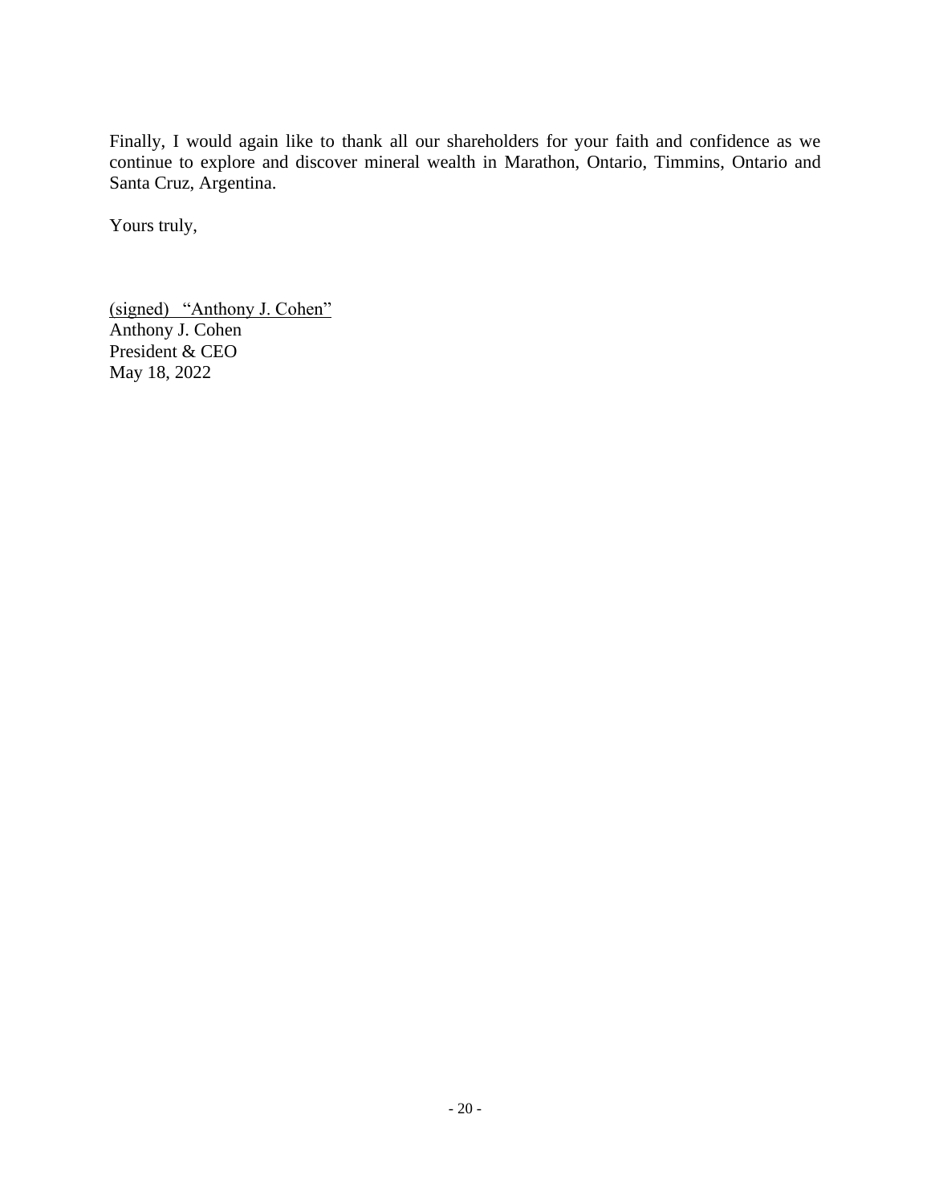Finally, I would again like to thank all our shareholders for your faith and confidence as we continue to explore and discover mineral wealth in Marathon, Ontario, Timmins, Ontario and Santa Cruz, Argentina.

Yours truly,

(signed) "Anthony J. Cohen"
Anthony J. Cohen
President & CEO
May 18, 2022